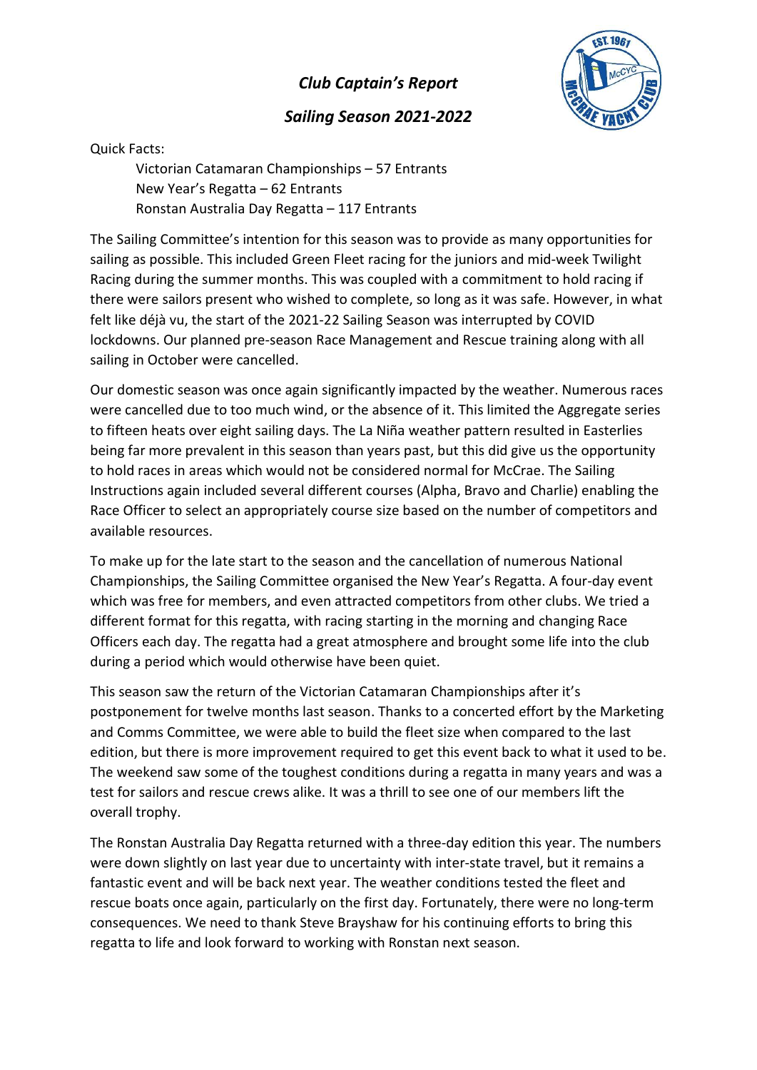# *Club Captain's Report*

## *Sailing Season 2021-2022*

Quick Facts:

Victorian Catamaran Championships – 57 Entrants
New Year's Regatta – 62 Entrants
Ronstan Australia Day Regatta – 117 Entrants

The Sailing Committee's intention for this season was to provide as many opportunities for sailing as possible. This included Green Fleet racing for the juniors and mid-week Twilight Racing during the summer months. This was coupled with a commitment to hold racing if there were sailors present who wished to complete, so long as it was safe. However, in what felt like déjà vu, the start of the 2021-22 Sailing Season was interrupted by COVID lockdowns. Our planned pre-season Race Management and Rescue training along with all sailing in October were cancelled.

Our domestic season was once again significantly impacted by the weather. Numerous races were cancelled due to too much wind, or the absence of it. This limited the Aggregate series to fifteen heats over eight sailing days. The La Niña weather pattern resulted in Easterlies being far more prevalent in this season than years past, but this did give us the opportunity to hold races in areas which would not be considered normal for McCrae. The Sailing Instructions again included several different courses (Alpha, Bravo and Charlie) enabling the Race Officer to select an appropriately course size based on the number of competitors and available resources.

To make up for the late start to the season and the cancellation of numerous National Championships, the Sailing Committee organised the New Year's Regatta. A four-day event which was free for members, and even attracted competitors from other clubs. We tried a different format for this regatta, with racing starting in the morning and changing Race Officers each day. The regatta had a great atmosphere and brought some life into the club during a period which would otherwise have been quiet.

This season saw the return of the Victorian Catamaran Championships after it's postponement for twelve months last season. Thanks to a concerted effort by the Marketing and Comms Committee, we were able to build the fleet size when compared to the last edition, but there is more improvement required to get this event back to what it used to be. The weekend saw some of the toughest conditions during a regatta in many years and was a test for sailors and rescue crews alike. It was a thrill to see one of our members lift the overall trophy.

The Ronstan Australia Day Regatta returned with a three-day edition this year. The numbers were down slightly on last year due to uncertainty with inter-state travel, but it remains a fantastic event and will be back next year. The weather conditions tested the fleet and rescue boats once again, particularly on the first day. Fortunately, there were no long-term consequences. We need to thank Steve Brayshaw for his continuing efforts to bring this regatta to life and look forward to working with Ronstan next season.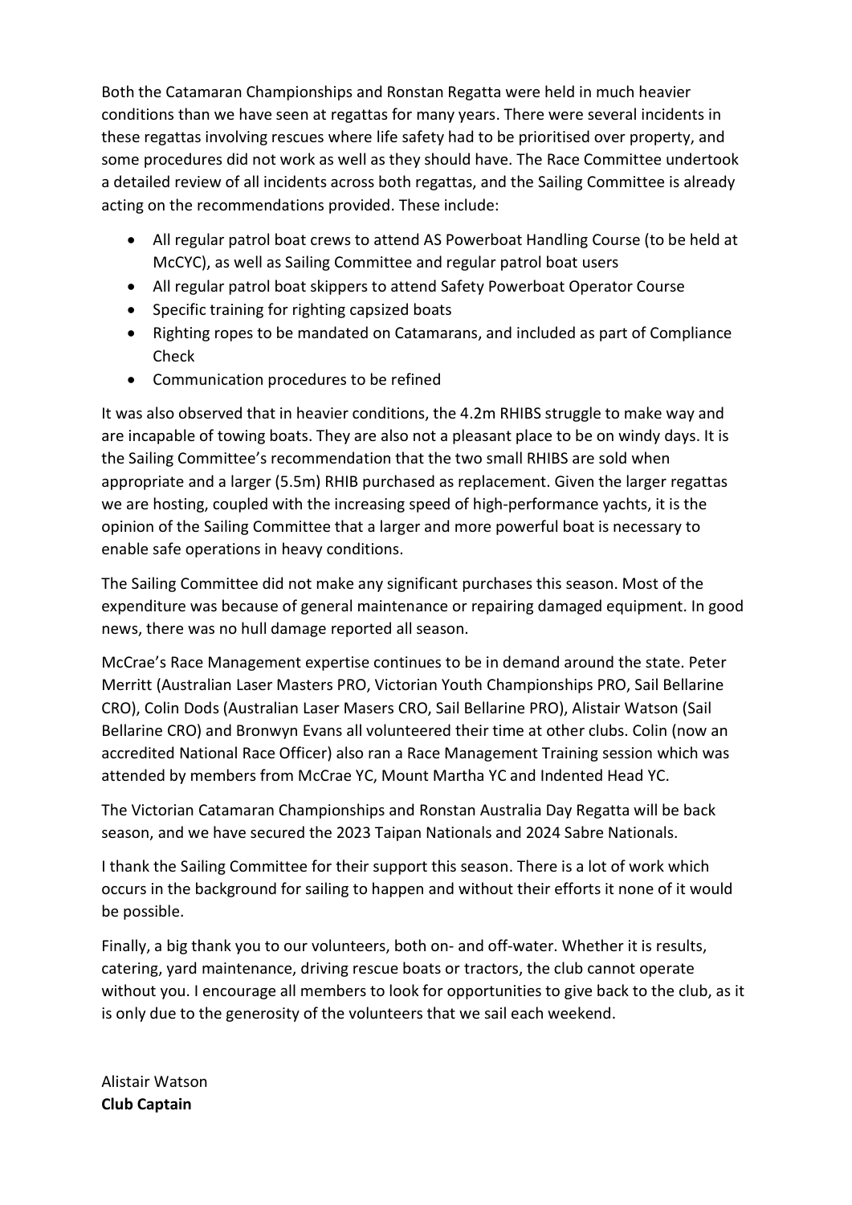Both the Catamaran Championships and Ronstan Regatta were held in much heavier conditions than we have seen at regattas for many years. There were several incidents in these regattas involving rescues where life safety had to be prioritised over property, and some procedures did not work as well as they should have. The Race Committee undertook a detailed review of all incidents across both regattas, and the Sailing Committee is already acting on the recommendations provided. These include:

- All regular patrol boat crews to attend AS Powerboat Handling Course (to be held at McCYC), as well as Sailing Committee and regular patrol boat users
- All regular patrol boat skippers to attend Safety Powerboat Operator Course
- Specific training for righting capsized boats
- Righting ropes to be mandated on Catamarans, and included as part of Compliance Check
- Communication procedures to be refined

It was also observed that in heavier conditions, the 4.2m RHIBS struggle to make way and are incapable of towing boats. They are also not a pleasant place to be on windy days. It is the Sailing Committee's recommendation that the two small RHIBS are sold when appropriate and a larger (5.5m) RHIB purchased as replacement. Given the larger regattas we are hosting, coupled with the increasing speed of high-performance yachts, it is the opinion of the Sailing Committee that a larger and more powerful boat is necessary to enable safe operations in heavy conditions.

The Sailing Committee did not make any significant purchases this season. Most of the expenditure was because of general maintenance or repairing damaged equipment. In good news, there was no hull damage reported all season.

McCrae's Race Management expertise continues to be in demand around the state. Peter Merritt (Australian Laser Masters PRO, Victorian Youth Championships PRO, Sail Bellarine CRO), Colin Dods (Australian Laser Masers CRO, Sail Bellarine PRO), Alistair Watson (Sail Bellarine CRO) and Bronwyn Evans all volunteered their time at other clubs. Colin (now an accredited National Race Officer) also ran a Race Management Training session which was attended by members from McCrae YC, Mount Martha YC and Indented Head YC.

The Victorian Catamaran Championships and Ronstan Australia Day Regatta will be back season, and we have secured the 2023 Taipan Nationals and 2024 Sabre Nationals.

I thank the Sailing Committee for their support this season. There is a lot of work which occurs in the background for sailing to happen and without their efforts it none of it would be possible.

Finally, a big thank you to our volunteers, both on- and off-water. Whether it is results, catering, yard maintenance, driving rescue boats or tractors, the club cannot operate without you. I encourage all members to look for opportunities to give back to the club, as it is only due to the generosity of the volunteers that we sail each weekend.

Alistair Watson
**Club Captain**